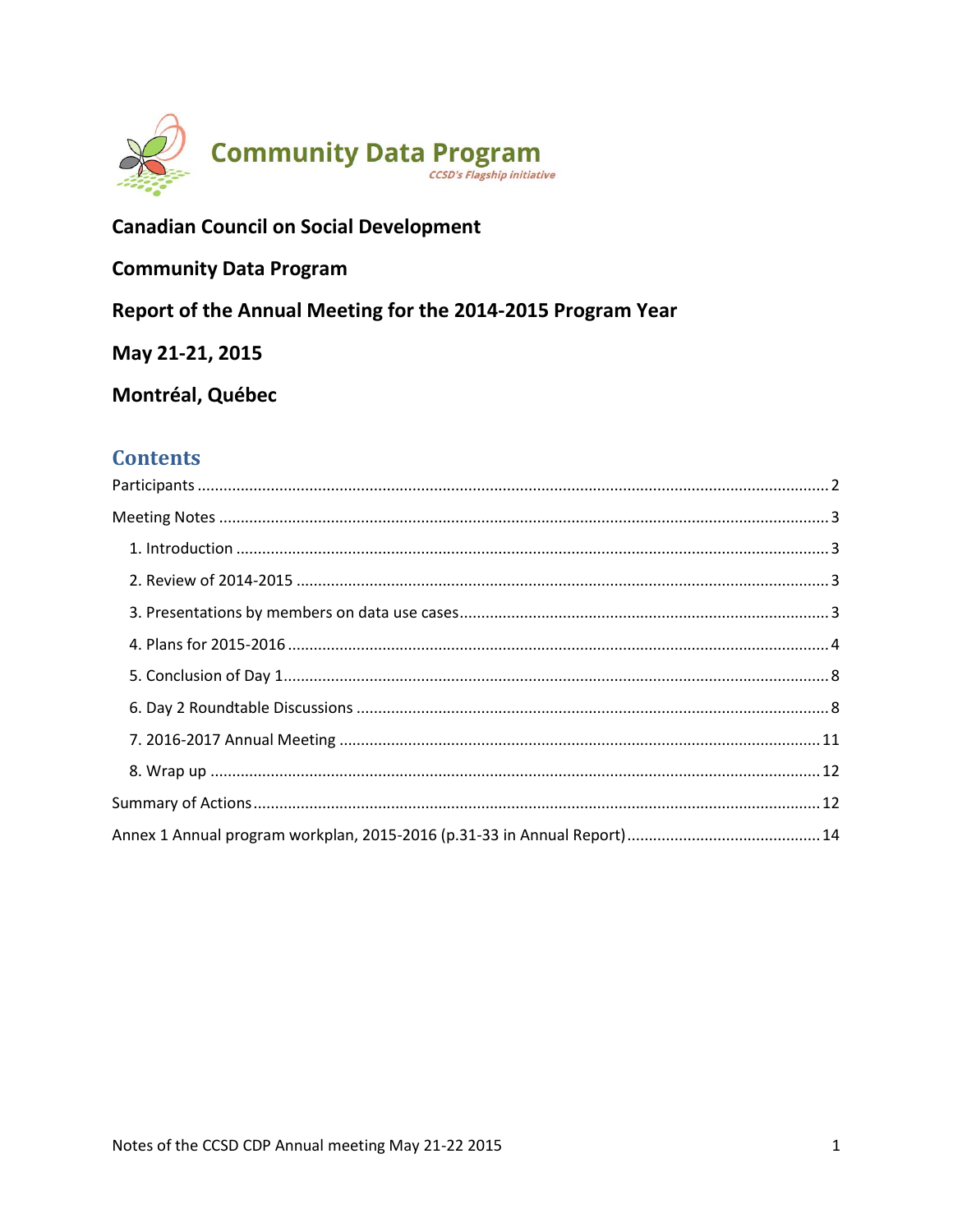**Community Data Program**

*CCSD's Flagship initiative*

**Canadian Council on Social Development**

**Community Data Program**

**Report of the Annual Meeting for the 2014-2015 Program Year**

**May 21-21, 2015**

**Montréal, Québec**

## Contents

Participants ..... 2

Meeting Notes ..... 3

- 1. Introduction ..... 3
- 2. Review of 2014-2015 ..... 3
- 3. Presentations by members on data use cases ..... 3
- 4. Plans for 2015-2016 ..... 4
- 5. Conclusion of Day 1 ..... 8
- 6. Day 2 Roundtable Discussions ..... 8
- 7. 2016-2017 Annual Meeting ..... 11
- 8. Wrap up ..... 12

Summary of Actions ..... 12

Annex 1 Annual program workplan, 2015-2016 (p.31-33 in Annual Report) ..... 14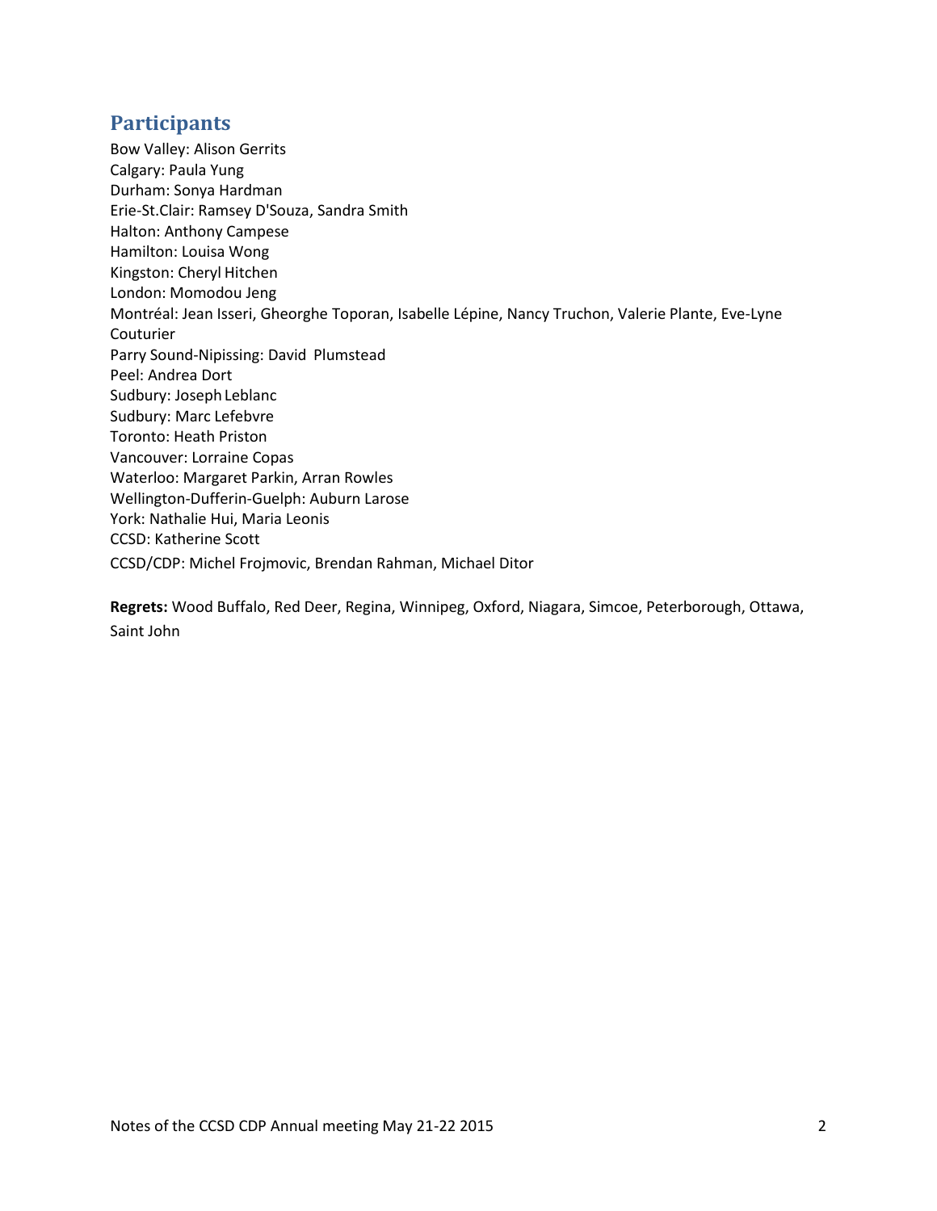## Participants

Bow Valley: Alison Gerrits  
Calgary: Paula Yung  
Durham: Sonya Hardman  
Erie-St.Clair: Ramsey D'Souza, Sandra Smith  
Halton: Anthony Campese  
Hamilton: Louisa Wong  
Kingston: Cheryl Hitchen  
London: Momodou Jeng  
Montréal: Jean Isseri, Gheorghe Toporan, Isabelle Lépine, Nancy Truchon, Valerie Plante, Eve-Lyne Couturier  
Parry Sound-Nipissing: David Plumstead  
Peel: Andrea Dort  
Sudbury: Joseph Leblanc  
Sudbury: Marc Lefebvre  
Toronto: Heath Priston  
Vancouver: Lorraine Copas  
Waterloo: Margaret Parkin, Arran Rowles  
Wellington-Dufferin-Guelph: Auburn Larose  
York: Nathalie Hui, Maria Leonis  
CCSD: Katherine Scott  
CCSD/CDP: Michel Frojmovic, Brendan Rahman, Michael Ditor

**Regrets:** Wood Buffalo, Red Deer, Regina, Winnipeg, Oxford, Niagara, Simcoe, Peterborough, Ottawa, Saint John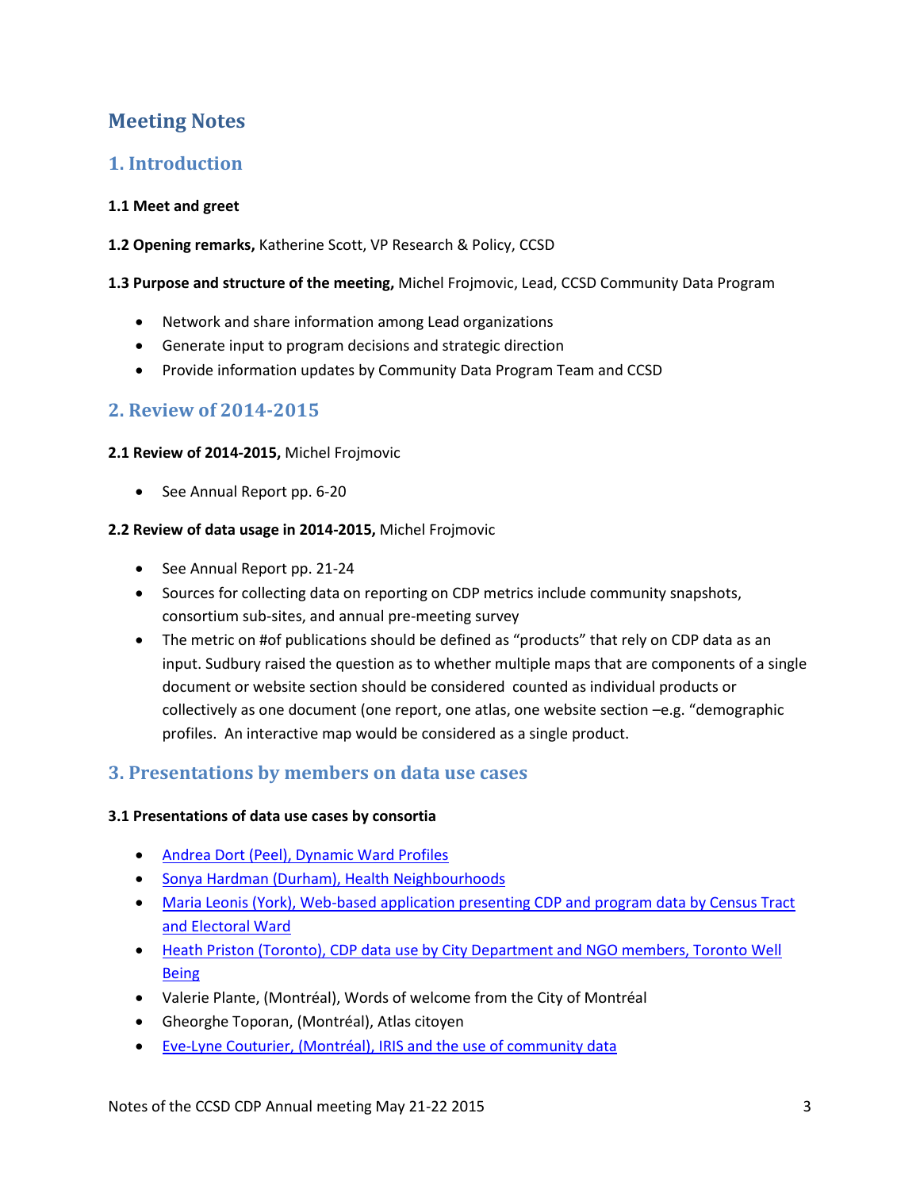# Meeting Notes

## 1. Introduction

**1.1 Meet and greet**

**1.2 Opening remarks,** Katherine Scott, VP Research & Policy, CCSD

**1.3 Purpose and structure of the meeting,** Michel Frojmovic, Lead, CCSD Community Data Program

- Network and share information among Lead organizations
- Generate input to program decisions and strategic direction
- Provide information updates by Community Data Program Team and CCSD

## 2. Review of 2014-2015

**2.1 Review of 2014-2015,** Michel Frojmovic

- See Annual Report pp. 6-20

**2.2 Review of data usage in 2014-2015,** Michel Frojmovic

- See Annual Report pp. 21-24
- Sources for collecting data on reporting on CDP metrics include community snapshots, consortium sub-sites, and annual pre-meeting survey
- The metric on #of publications should be defined as "products" that rely on CDP data as an input. Sudbury raised the question as to whether multiple maps that are components of a single document or website section should be considered counted as individual products or collectively as one document (one report, one atlas, one website section –e.g. "demographic profiles. An interactive map would be considered as a single product.

## 3. Presentations by members on data use cases

**3.1 Presentations of data use cases by consortia**

- Andrea Dort (Peel), Dynamic Ward Profiles
- Sonya Hardman (Durham), Health Neighbourhoods
- Maria Leonis (York), Web-based application presenting CDP and program data by Census Tract and Electoral Ward
- Heath Priston (Toronto), CDP data use by City Department and NGO members, Toronto Well Being
- Valerie Plante, (Montréal), Words of welcome from the City of Montréal
- Gheorghe Toporan, (Montréal), Atlas citoyen
- Eve-Lyne Couturier, (Montréal), IRIS and the use of community data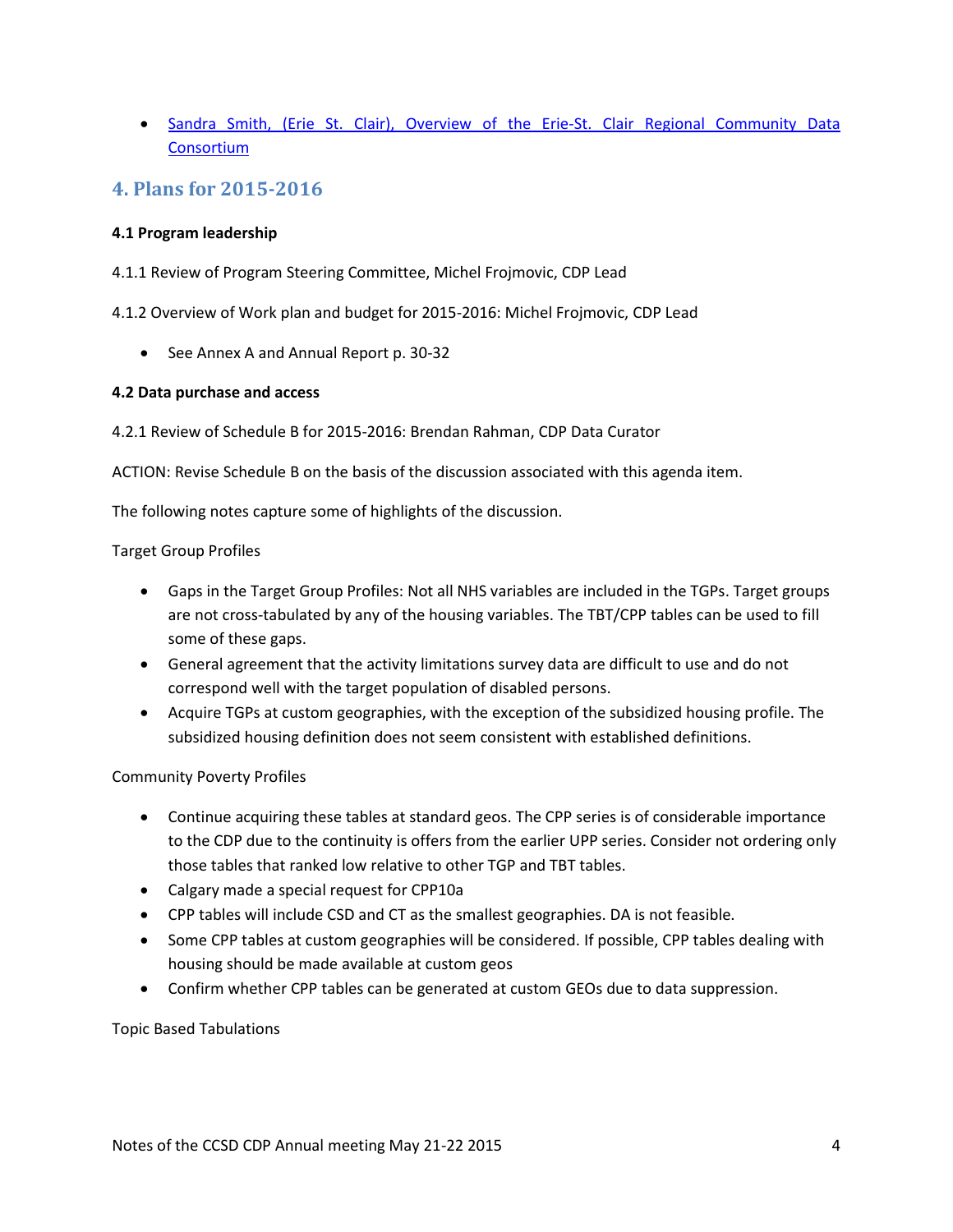- Sandra Smith, (Erie St. Clair), Overview of the Erie-St. Clair Regional Community Data Consortium

## 4. Plans for 2015-2016

**4.1 Program leadership**

4.1.1 Review of Program Steering Committee, Michel Frojmovic, CDP Lead

4.1.2 Overview of Work plan and budget for 2015-2016: Michel Frojmovic, CDP Lead

- See Annex A and Annual Report p. 30-32

**4.2 Data purchase and access**

4.2.1 Review of Schedule B for 2015-2016: Brendan Rahman, CDP Data Curator

ACTION: Revise Schedule B on the basis of the discussion associated with this agenda item.

The following notes capture some of highlights of the discussion.

Target Group Profiles

- Gaps in the Target Group Profiles: Not all NHS variables are included in the TGPs. Target groups are not cross-tabulated by any of the housing variables. The TBT/CPP tables can be used to fill some of these gaps.
- General agreement that the activity limitations survey data are difficult to use and do not correspond well with the target population of disabled persons.
- Acquire TGPs at custom geographies, with the exception of the subsidized housing profile. The subsidized housing definition does not seem consistent with established definitions.

Community Poverty Profiles

- Continue acquiring these tables at standard geos. The CPP series is of considerable importance to the CDP due to the continuity is offers from the earlier UPP series. Consider not ordering only those tables that ranked low relative to other TGP and TBT tables.
- Calgary made a special request for CPP10a
- CPP tables will include CSD and CT as the smallest geographies. DA is not feasible.
- Some CPP tables at custom geographies will be considered. If possible, CPP tables dealing with housing should be made available at custom geos
- Confirm whether CPP tables can be generated at custom GEOs due to data suppression.

Topic Based Tabulations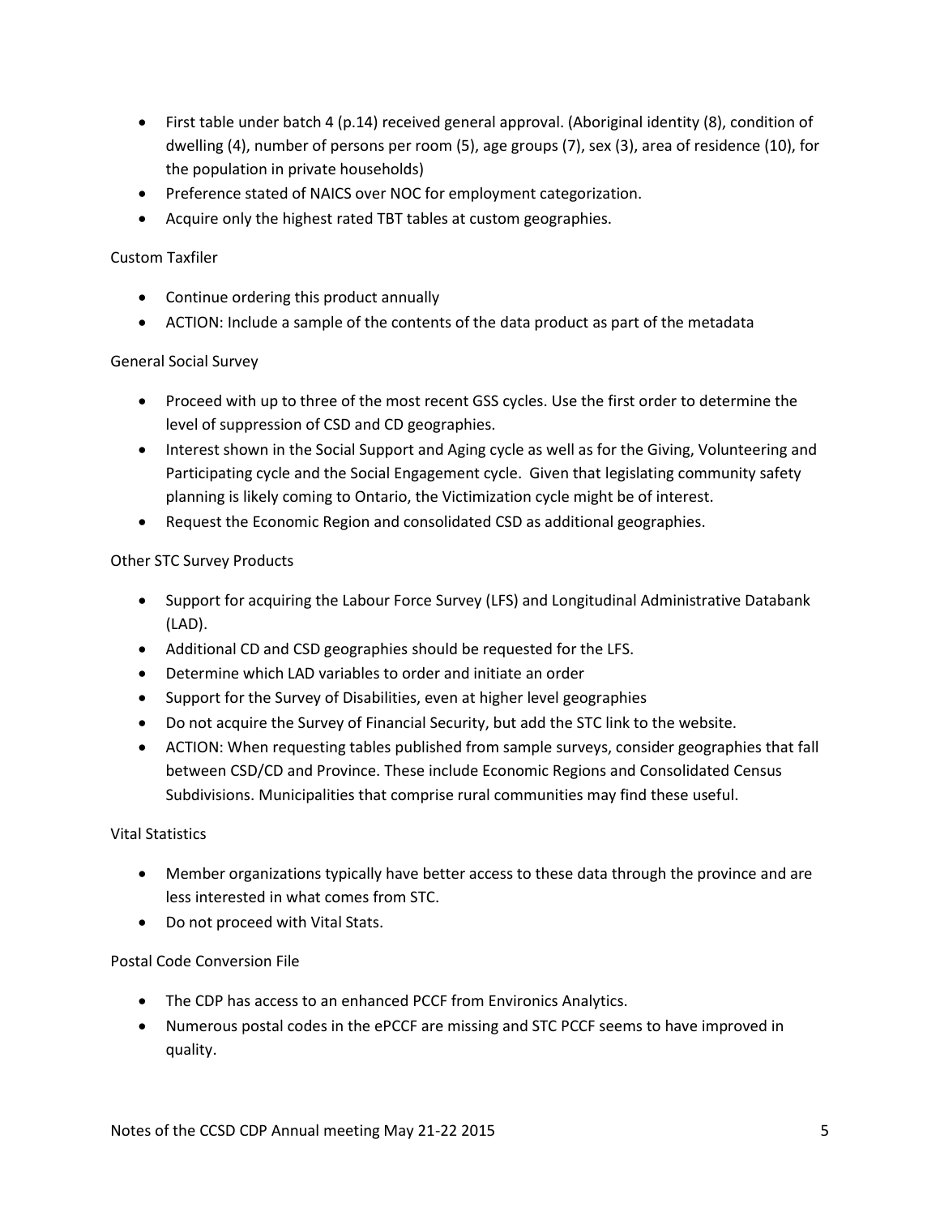- First table under batch 4 (p.14) received general approval. (Aboriginal identity (8), condition of dwelling (4), number of persons per room (5), age groups (7), sex (3), area of residence (10), for the population in private households)
- Preference stated of NAICS over NOC for employment categorization.
- Acquire only the highest rated TBT tables at custom geographies.

Custom Taxfiler

- Continue ordering this product annually
- ACTION: Include a sample of the contents of the data product as part of the metadata

General Social Survey

- Proceed with up to three of the most recent GSS cycles. Use the first order to determine the level of suppression of CSD and CD geographies.
- Interest shown in the Social Support and Aging cycle as well as for the Giving, Volunteering and Participating cycle and the Social Engagement cycle. Given that legislating community safety planning is likely coming to Ontario, the Victimization cycle might be of interest.
- Request the Economic Region and consolidated CSD as additional geographies.

Other STC Survey Products

- Support for acquiring the Labour Force Survey (LFS) and Longitudinal Administrative Databank (LAD).
- Additional CD and CSD geographies should be requested for the LFS.
- Determine which LAD variables to order and initiate an order
- Support for the Survey of Disabilities, even at higher level geographies
- Do not acquire the Survey of Financial Security, but add the STC link to the website.
- ACTION: When requesting tables published from sample surveys, consider geographies that fall between CSD/CD and Province. These include Economic Regions and Consolidated Census Subdivisions. Municipalities that comprise rural communities may find these useful.

Vital Statistics

- Member organizations typically have better access to these data through the province and are less interested in what comes from STC.
- Do not proceed with Vital Stats.

Postal Code Conversion File

- The CDP has access to an enhanced PCCF from Environics Analytics.
- Numerous postal codes in the ePCCF are missing and STC PCCF seems to have improved in quality.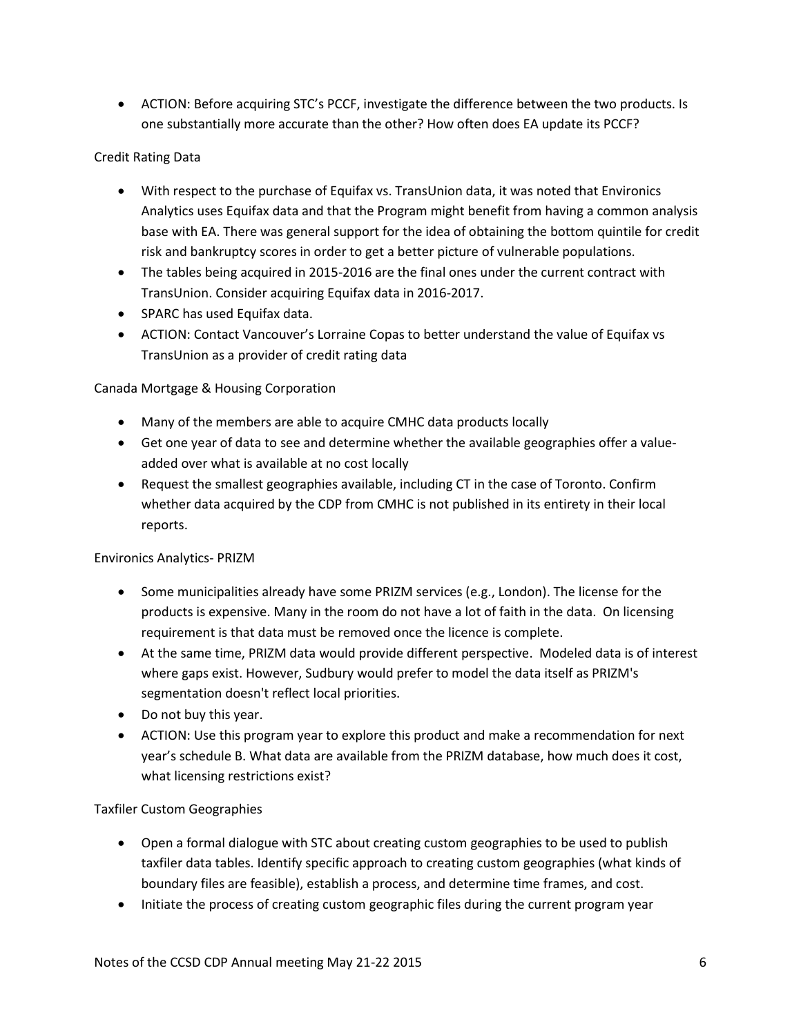- ACTION: Before acquiring STC's PCCF, investigate the difference between the two products. Is one substantially more accurate than the other? How often does EA update its PCCF?

Credit Rating Data

- With respect to the purchase of Equifax vs. TransUnion data, it was noted that Environics Analytics uses Equifax data and that the Program might benefit from having a common analysis base with EA. There was general support for the idea of obtaining the bottom quintile for credit risk and bankruptcy scores in order to get a better picture of vulnerable populations.
- The tables being acquired in 2015-2016 are the final ones under the current contract with TransUnion. Consider acquiring Equifax data in 2016-2017.
- SPARC has used Equifax data.
- ACTION: Contact Vancouver's Lorraine Copas to better understand the value of Equifax vs TransUnion as a provider of credit rating data

Canada Mortgage & Housing Corporation

- Many of the members are able to acquire CMHC data products locally
- Get one year of data to see and determine whether the available geographies offer a value-added over what is available at no cost locally
- Request the smallest geographies available, including CT in the case of Toronto. Confirm whether data acquired by the CDP from CMHC is not published in its entirety in their local reports.

Environics Analytics- PRIZM

- Some municipalities already have some PRIZM services (e.g., London). The license for the products is expensive. Many in the room do not have a lot of faith in the data. On licensing requirement is that data must be removed once the licence is complete.
- At the same time, PRIZM data would provide different perspective. Modeled data is of interest where gaps exist. However, Sudbury would prefer to model the data itself as PRIZM's segmentation doesn't reflect local priorities.
- Do not buy this year.
- ACTION: Use this program year to explore this product and make a recommendation for next year's schedule B. What data are available from the PRIZM database, how much does it cost, what licensing restrictions exist?

Taxfiler Custom Geographies

- Open a formal dialogue with STC about creating custom geographies to be used to publish taxfiler data tables. Identify specific approach to creating custom geographies (what kinds of boundary files are feasible), establish a process, and determine time frames, and cost.
- Initiate the process of creating custom geographic files during the current program year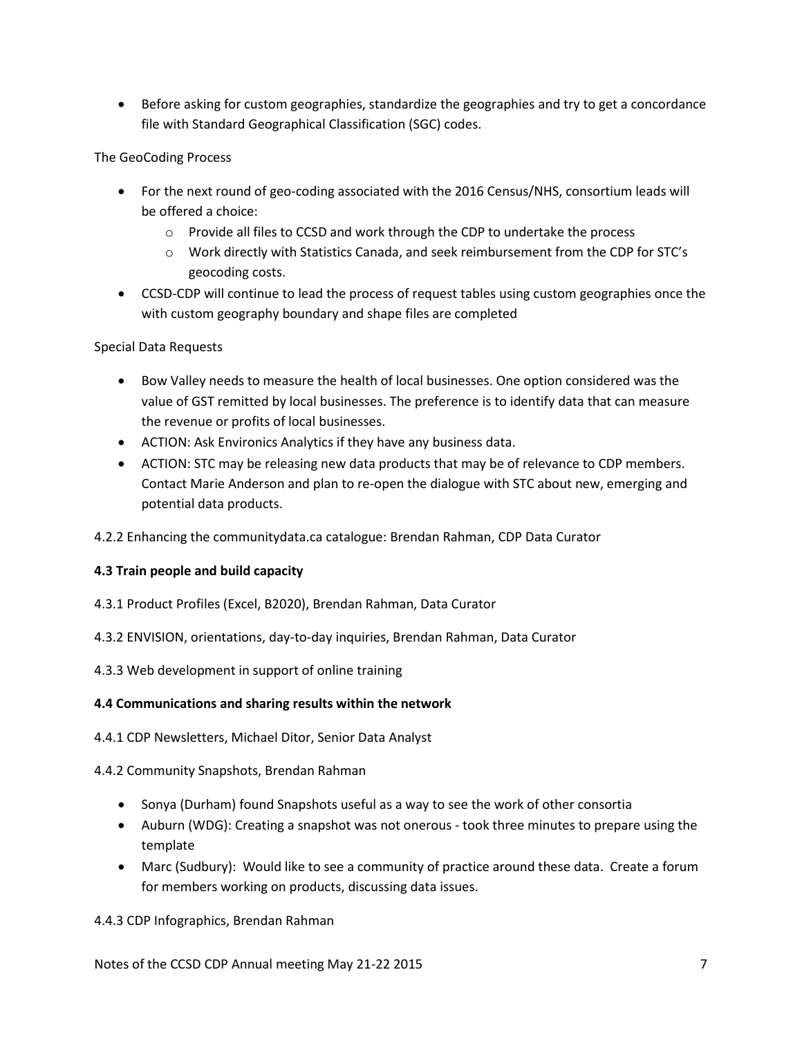- Before asking for custom geographies, standardize the geographies and try to get a concordance file with Standard Geographical Classification (SGC) codes.

The GeoCoding Process

- For the next round of geo-coding associated with the 2016 Census/NHS, consortium leads will be offered a choice:
  - Provide all files to CCSD and work through the CDP to undertake the process
  - Work directly with Statistics Canada, and seek reimbursement from the CDP for STC's geocoding costs.
- CCSD-CDP will continue to lead the process of request tables using custom geographies once the with custom geography boundary and shape files are completed

Special Data Requests

- Bow Valley needs to measure the health of local businesses. One option considered was the value of GST remitted by local businesses. The preference is to identify data that can measure the revenue or profits of local businesses.
- ACTION: Ask Environics Analytics if they have any business data.
- ACTION: STC may be releasing new data products that may be of relevance to CDP members. Contact Marie Anderson and plan to re-open the dialogue with STC about new, emerging and potential data products.

4.2.2 Enhancing the communitydata.ca catalogue: Brendan Rahman, CDP Data Curator

**4.3 Train people and build capacity**

4.3.1 Product Profiles (Excel, B2020), Brendan Rahman, Data Curator

4.3.2 ENVISION, orientations, day-to-day inquiries, Brendan Rahman, Data Curator

4.3.3 Web development in support of online training

**4.4 Communications and sharing results within the network**

4.4.1 CDP Newsletters, Michael Ditor, Senior Data Analyst

4.4.2 Community Snapshots, Brendan Rahman

- Sonya (Durham) found Snapshots useful as a way to see the work of other consortia
- Auburn (WDG): Creating a snapshot was not onerous - took three minutes to prepare using the template
- Marc (Sudbury): Would like to see a community of practice around these data. Create a forum for members working on products, discussing data issues.

4.4.3 CDP Infographics, Brendan Rahman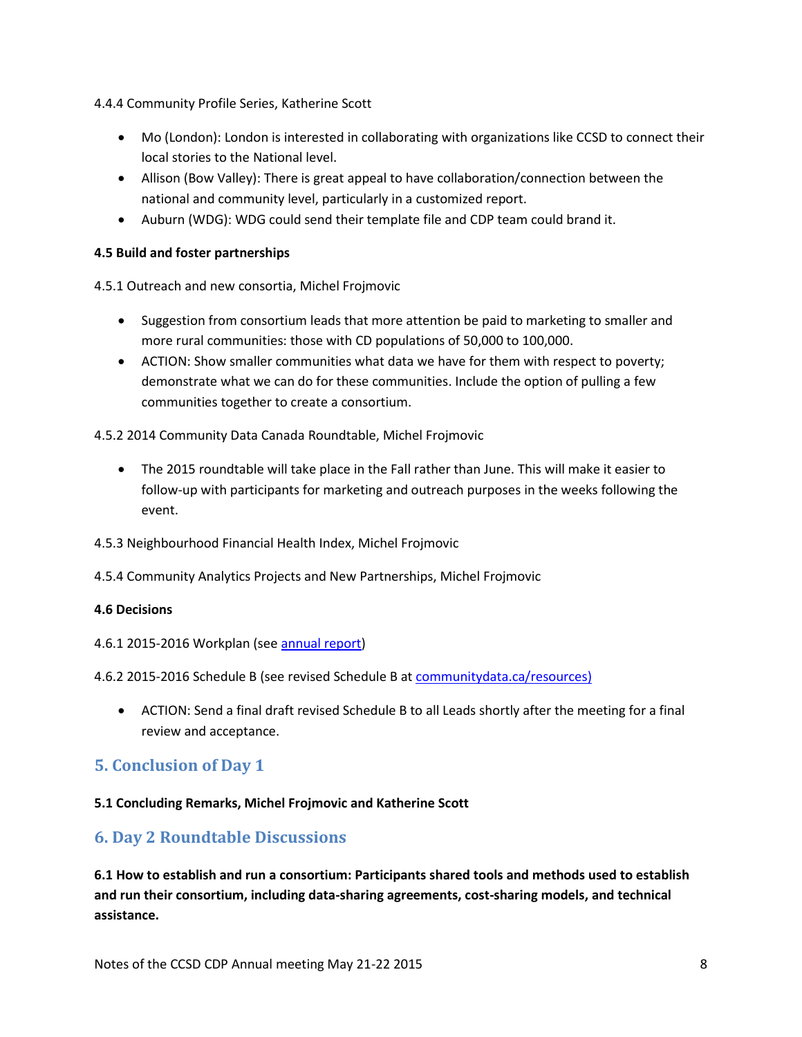4.4.4 Community Profile Series, Katherine Scott

- Mo (London): London is interested in collaborating with organizations like CCSD to connect their local stories to the National level.
- Allison (Bow Valley): There is great appeal to have collaboration/connection between the national and community level, particularly in a customized report.
- Auburn (WDG): WDG could send their template file and CDP team could brand it.

**4.5 Build and foster partnerships**

4.5.1 Outreach and new consortia, Michel Frojmovic

- Suggestion from consortium leads that more attention be paid to marketing to smaller and more rural communities: those with CD populations of 50,000 to 100,000.
- ACTION: Show smaller communities what data we have for them with respect to poverty; demonstrate what we can do for these communities. Include the option of pulling a few communities together to create a consortium.

4.5.2 2014 Community Data Canada Roundtable, Michel Frojmovic

- The 2015 roundtable will take place in the Fall rather than June. This will make it easier to follow-up with participants for marketing and outreach purposes in the weeks following the event.

4.5.3 Neighbourhood Financial Health Index, Michel Frojmovic

4.5.4 Community Analytics Projects and New Partnerships, Michel Frojmovic

**4.6 Decisions**

4.6.1 2015-2016 Workplan (see annual report)

4.6.2 2015-2016 Schedule B (see revised Schedule B at communitydata.ca/resources)

- ACTION: Send a final draft revised Schedule B to all Leads shortly after the meeting for a final review and acceptance.

## 5. Conclusion of Day 1

**5.1 Concluding Remarks, Michel Frojmovic and Katherine Scott**

## 6. Day 2 Roundtable Discussions

**6.1 How to establish and run a consortium: Participants shared tools and methods used to establish and run their consortium, including data-sharing agreements, cost-sharing models, and technical assistance.**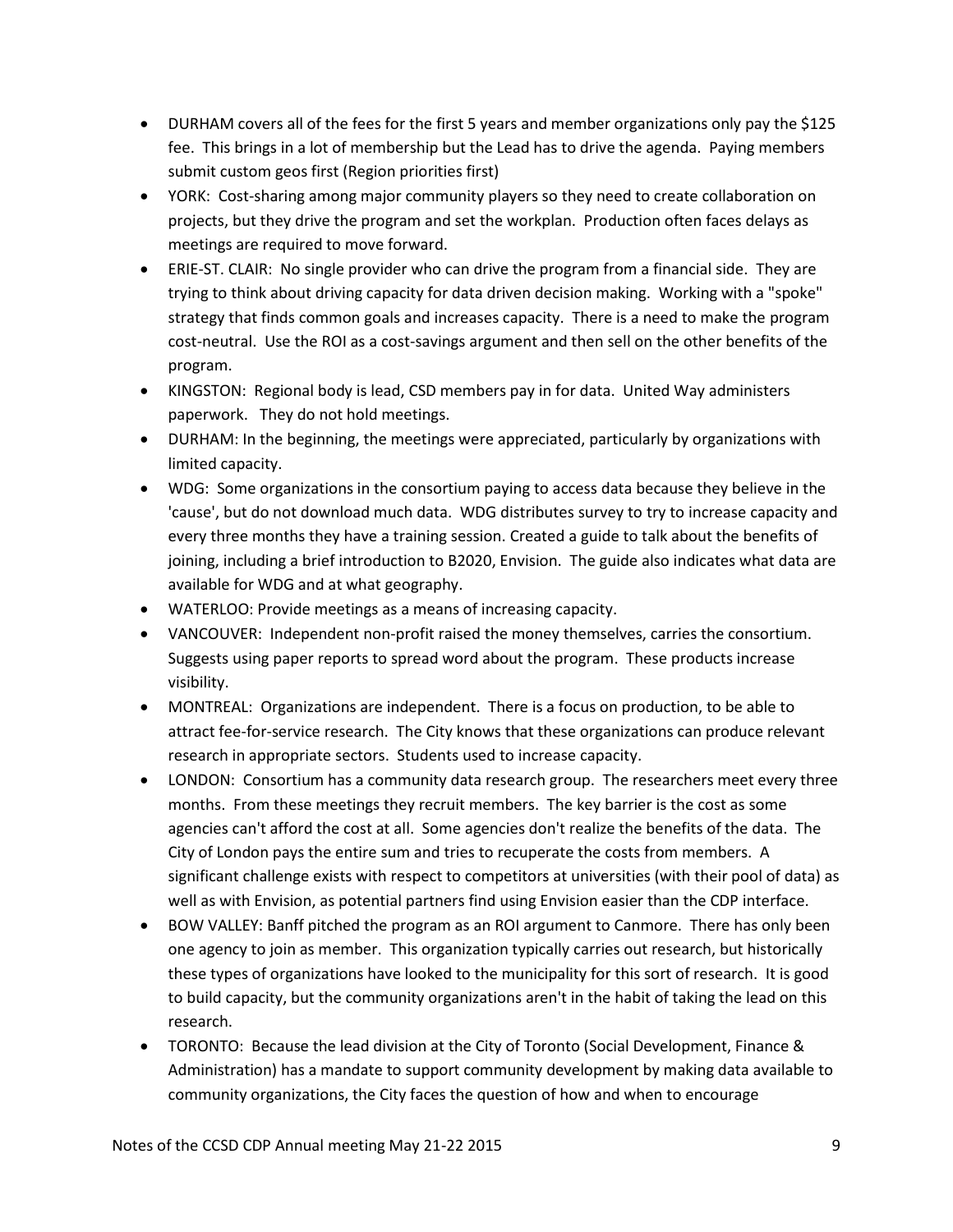- DURHAM covers all of the fees for the first 5 years and member organizations only pay the $125 fee. This brings in a lot of membership but the Lead has to drive the agenda. Paying members submit custom geos first (Region priorities first)
- YORK: Cost-sharing among major community players so they need to create collaboration on projects, but they drive the program and set the workplan. Production often faces delays as meetings are required to move forward.
- ERIE-ST. CLAIR: No single provider who can drive the program from a financial side. They are trying to think about driving capacity for data driven decision making. Working with a "spoke" strategy that finds common goals and increases capacity. There is a need to make the program cost-neutral. Use the ROI as a cost-savings argument and then sell on the other benefits of the program.
- KINGSTON: Regional body is lead, CSD members pay in for data. United Way administers paperwork. They do not hold meetings.
- DURHAM: In the beginning, the meetings were appreciated, particularly by organizations with limited capacity.
- WDG: Some organizations in the consortium paying to access data because they believe in the 'cause', but do not download much data. WDG distributes survey to try to increase capacity and every three months they have a training session. Created a guide to talk about the benefits of joining, including a brief introduction to B2020, Envision. The guide also indicates what data are available for WDG and at what geography.
- WATERLOO: Provide meetings as a means of increasing capacity.
- VANCOUVER: Independent non-profit raised the money themselves, carries the consortium. Suggests using paper reports to spread word about the program. These products increase visibility.
- MONTREAL: Organizations are independent. There is a focus on production, to be able to attract fee-for-service research. The City knows that these organizations can produce relevant research in appropriate sectors. Students used to increase capacity.
- LONDON: Consortium has a community data research group. The researchers meet every three months. From these meetings they recruit members. The key barrier is the cost as some agencies can't afford the cost at all. Some agencies don't realize the benefits of the data. The City of London pays the entire sum and tries to recuperate the costs from members. A significant challenge exists with respect to competitors at universities (with their pool of data) as well as with Envision, as potential partners find using Envision easier than the CDP interface.
- BOW VALLEY: Banff pitched the program as an ROI argument to Canmore. There has only been one agency to join as member. This organization typically carries out research, but historically these types of organizations have looked to the municipality for this sort of research. It is good to build capacity, but the community organizations aren't in the habit of taking the lead on this research.
- TORONTO: Because the lead division at the City of Toronto (Social Development, Finance & Administration) has a mandate to support community development by making data available to community organizations, the City faces the question of how and when to encourage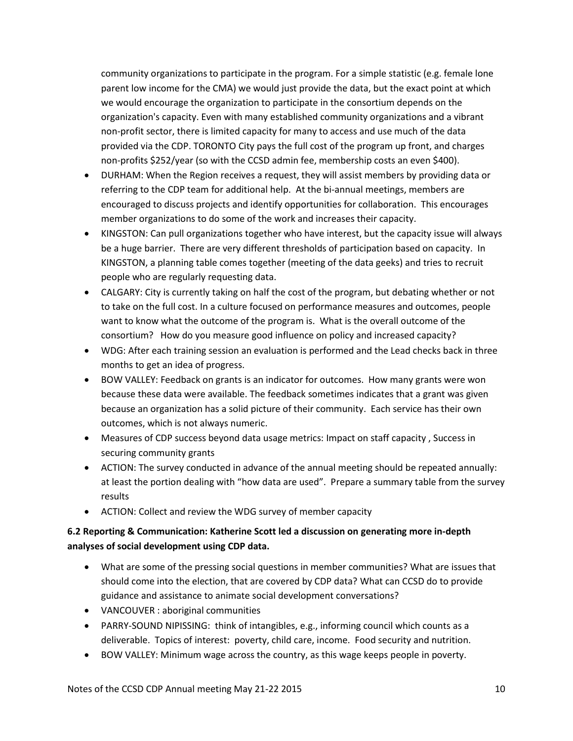community organizations to participate in the program. For a simple statistic (e.g. female lone parent low income for the CMA) we would just provide the data, but the exact point at which we would encourage the organization to participate in the consortium depends on the organization's capacity. Even with many established community organizations and a vibrant non-profit sector, there is limited capacity for many to access and use much of the data provided via the CDP. TORONTO City pays the full cost of the program up front, and charges non-profits $252/year (so with the CCSD admin fee, membership costs an even $400).

- DURHAM: When the Region receives a request, they will assist members by providing data or referring to the CDP team for additional help. At the bi-annual meetings, members are encouraged to discuss projects and identify opportunities for collaboration. This encourages member organizations to do some of the work and increases their capacity.
- KINGSTON: Can pull organizations together who have interest, but the capacity issue will always be a huge barrier. There are very different thresholds of participation based on capacity. In KINGSTON, a planning table comes together (meeting of the data geeks) and tries to recruit people who are regularly requesting data.
- CALGARY: City is currently taking on half the cost of the program, but debating whether or not to take on the full cost. In a culture focused on performance measures and outcomes, people want to know what the outcome of the program is. What is the overall outcome of the consortium? How do you measure good influence on policy and increased capacity?
- WDG: After each training session an evaluation is performed and the Lead checks back in three months to get an idea of progress.
- BOW VALLEY: Feedback on grants is an indicator for outcomes. How many grants were won because these data were available. The feedback sometimes indicates that a grant was given because an organization has a solid picture of their community. Each service has their own outcomes, which is not always numeric.
- Measures of CDP success beyond data usage metrics: Impact on staff capacity , Success in securing community grants
- ACTION: The survey conducted in advance of the annual meeting should be repeated annually: at least the portion dealing with "how data are used". Prepare a summary table from the survey results
- ACTION: Collect and review the WDG survey of member capacity

**6.2 Reporting & Communication: Katherine Scott led a discussion on generating more in-depth analyses of social development using CDP data.**

- What are some of the pressing social questions in member communities? What are issues that should come into the election, that are covered by CDP data? What can CCSD do to provide guidance and assistance to animate social development conversations?
- VANCOUVER : aboriginal communities
- PARRY-SOUND NIPISSING: think of intangibles, e.g., informing council which counts as a deliverable. Topics of interest: poverty, child care, income. Food security and nutrition.
- BOW VALLEY: Minimum wage across the country, as this wage keeps people in poverty.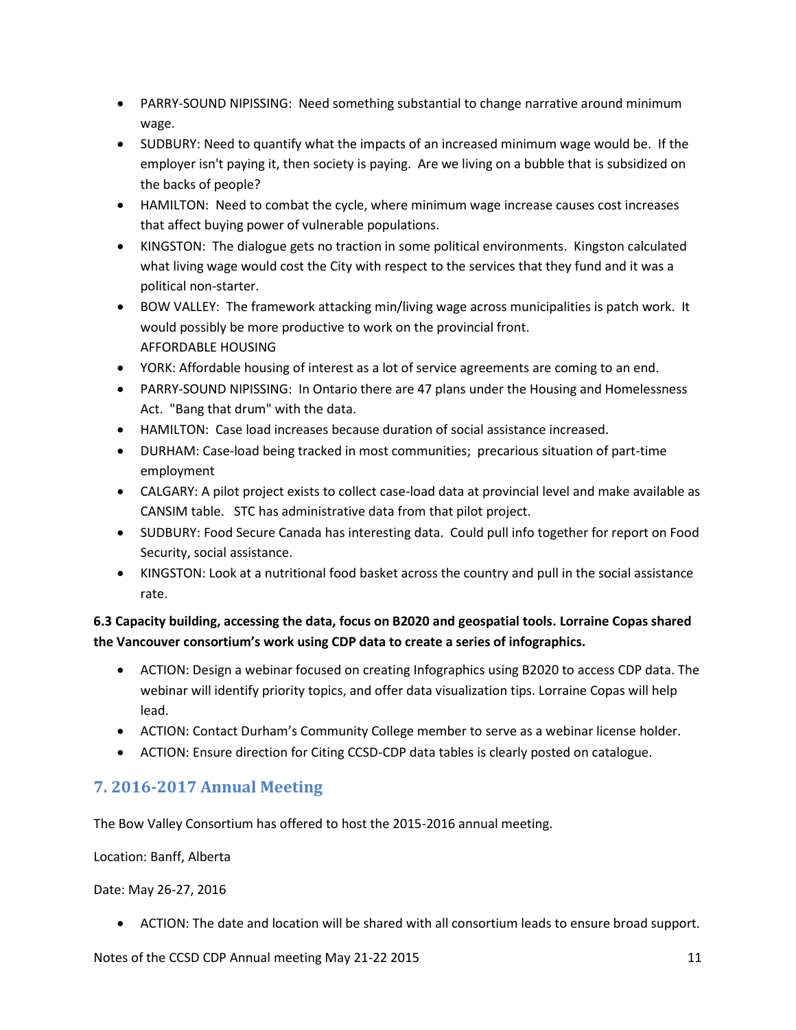- PARRY-SOUND NIPISSING: Need something substantial to change narrative around minimum wage.
- SUDBURY: Need to quantify what the impacts of an increased minimum wage would be. If the employer isn't paying it, then society is paying. Are we living on a bubble that is subsidized on the backs of people?
- HAMILTON: Need to combat the cycle, where minimum wage increase causes cost increases that affect buying power of vulnerable populations.
- KINGSTON: The dialogue gets no traction in some political environments. Kingston calculated what living wage would cost the City with respect to the services that they fund and it was a political non-starter.
- BOW VALLEY: The framework attacking min/living wage across municipalities is patch work. It would possibly be more productive to work on the provincial front.
  AFFORDABLE HOUSING
- YORK: Affordable housing of interest as a lot of service agreements are coming to an end.
- PARRY-SOUND NIPISSING: In Ontario there are 47 plans under the Housing and Homelessness Act. "Bang that drum" with the data.
- HAMILTON: Case load increases because duration of social assistance increased.
- DURHAM: Case-load being tracked in most communities; precarious situation of part-time employment
- CALGARY: A pilot project exists to collect case-load data at provincial level and make available as CANSIM table. STC has administrative data from that pilot project.
- SUDBURY: Food Secure Canada has interesting data. Could pull info together for report on Food Security, social assistance.
- KINGSTON: Look at a nutritional food basket across the country and pull in the social assistance rate.

**6.3 Capacity building, accessing the data, focus on B2020 and geospatial tools. Lorraine Copas shared the Vancouver consortium's work using CDP data to create a series of infographics.**

- ACTION: Design a webinar focused on creating Infographics using B2020 to access CDP data. The webinar will identify priority topics, and offer data visualization tips. Lorraine Copas will help lead.
- ACTION: Contact Durham's Community College member to serve as a webinar license holder.
- ACTION: Ensure direction for Citing CCSD-CDP data tables is clearly posted on catalogue.

## 7. 2016-2017 Annual Meeting

The Bow Valley Consortium has offered to host the 2015-2016 annual meeting.

Location: Banff, Alberta

Date: May 26-27, 2016

- ACTION: The date and location will be shared with all consortium leads to ensure broad support.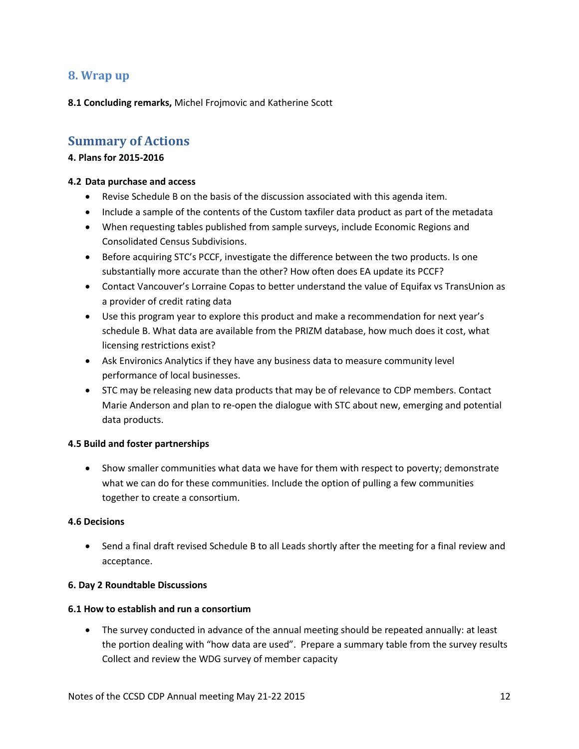## 8. Wrap up

**8.1 Concluding remarks,** Michel Frojmovic and Katherine Scott

## Summary of Actions

**4. Plans for 2015-2016**

**4.2 Data purchase and access**

- Revise Schedule B on the basis of the discussion associated with this agenda item.
- Include a sample of the contents of the Custom taxfiler data product as part of the metadata
- When requesting tables published from sample surveys, include Economic Regions and Consolidated Census Subdivisions.
- Before acquiring STC's PCCF, investigate the difference between the two products. Is one substantially more accurate than the other? How often does EA update its PCCF?
- Contact Vancouver's Lorraine Copas to better understand the value of Equifax vs TransUnion as a provider of credit rating data
- Use this program year to explore this product and make a recommendation for next year's schedule B. What data are available from the PRIZM database, how much does it cost, what licensing restrictions exist?
- Ask Environics Analytics if they have any business data to measure community level performance of local businesses.
- STC may be releasing new data products that may be of relevance to CDP members. Contact Marie Anderson and plan to re-open the dialogue with STC about new, emerging and potential data products.

**4.5 Build and foster partnerships**

- Show smaller communities what data we have for them with respect to poverty; demonstrate what we can do for these communities. Include the option of pulling a few communities together to create a consortium.

**4.6 Decisions**

- Send a final draft revised Schedule B to all Leads shortly after the meeting for a final review and acceptance.

**6. Day 2 Roundtable Discussions**

**6.1 How to establish and run a consortium**

- The survey conducted in advance of the annual meeting should be repeated annually: at least the portion dealing with "how data are used". Prepare a summary table from the survey results Collect and review the WDG survey of member capacity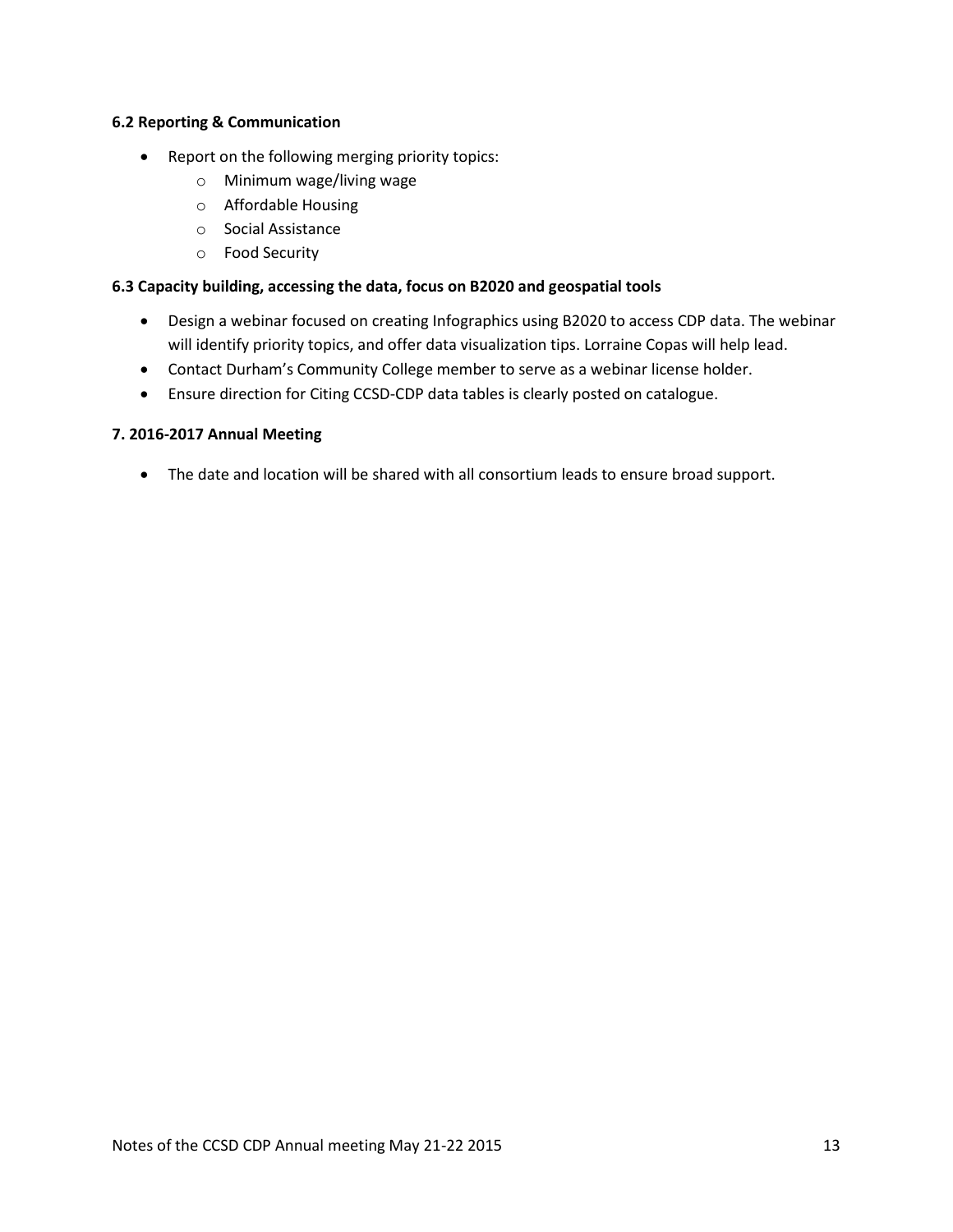**6.2 Reporting & Communication**

- Report on the following merging priority topics:
  - Minimum wage/living wage
  - Affordable Housing
  - Social Assistance
  - Food Security

**6.3 Capacity building, accessing the data, focus on B2020 and geospatial tools**

- Design a webinar focused on creating Infographics using B2020 to access CDP data. The webinar will identify priority topics, and offer data visualization tips. Lorraine Copas will help lead.
- Contact Durham's Community College member to serve as a webinar license holder.
- Ensure direction for Citing CCSD-CDP data tables is clearly posted on catalogue.

**7. 2016-2017 Annual Meeting**

- The date and location will be shared with all consortium leads to ensure broad support.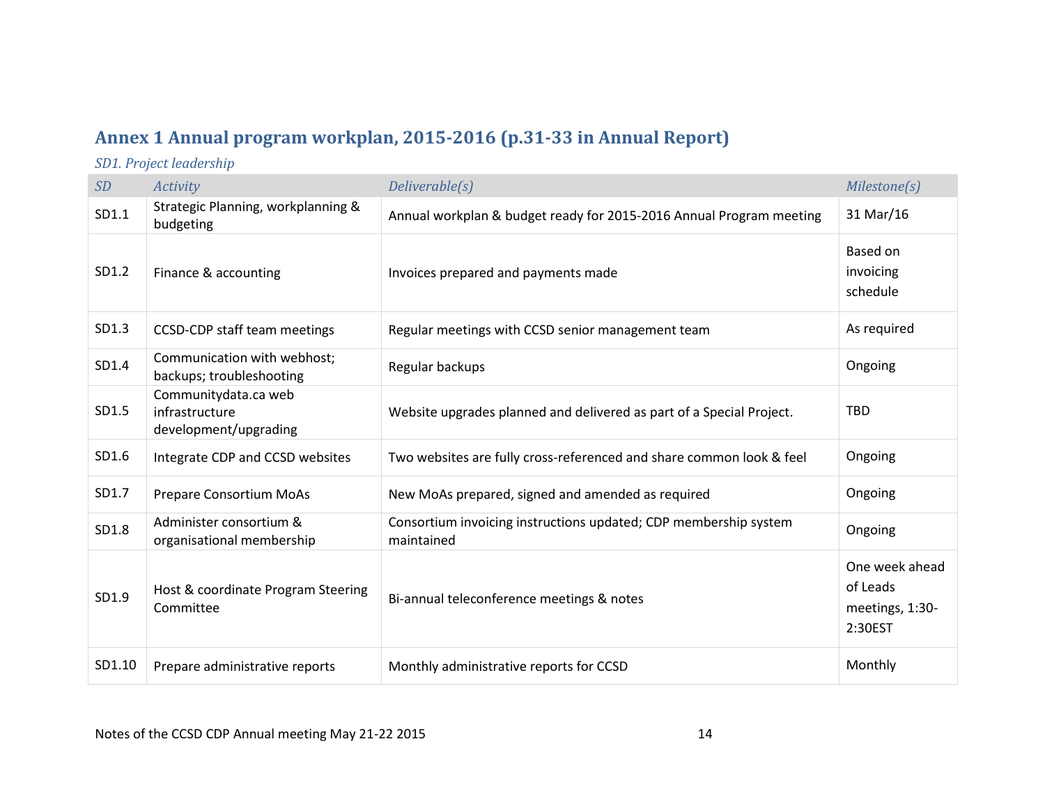## Annex 1 Annual program workplan, 2015-2016 (p.31-33 in Annual Report)

*SD1. Project leadership*

| *SD* | *Activity* | *Deliverable(s)* | *Milestone(s)* |
|---|---|---|---|
| SD1.1 | Strategic Planning, workplanning & budgeting | Annual workplan & budget ready for 2015-2016 Annual Program meeting | 31 Mar/16 |
| SD1.2 | Finance & accounting | Invoices prepared and payments made | Based on invoicing schedule |
| SD1.3 | CCSD-CDP staff team meetings | Regular meetings with CCSD senior management team | As required |
| SD1.4 | Communication with webhost; backups; troubleshooting | Regular backups | Ongoing |
| SD1.5 | Communitydata.ca web infrastructure development/upgrading | Website upgrades planned and delivered as part of a Special Project. | TBD |
| SD1.6 | Integrate CDP and CCSD websites | Two websites are fully cross-referenced and share common look & feel | Ongoing |
| SD1.7 | Prepare Consortium MoAs | New MoAs prepared, signed and amended as required | Ongoing |
| SD1.8 | Administer consortium & organisational membership | Consortium invoicing instructions updated; CDP membership system maintained | Ongoing |
| SD1.9 | Host & coordinate Program Steering Committee | Bi-annual teleconference meetings & notes | One week ahead of Leads meetings, 1:30-2:30EST |
| SD1.10 | Prepare administrative reports | Monthly administrative reports for CCSD | Monthly |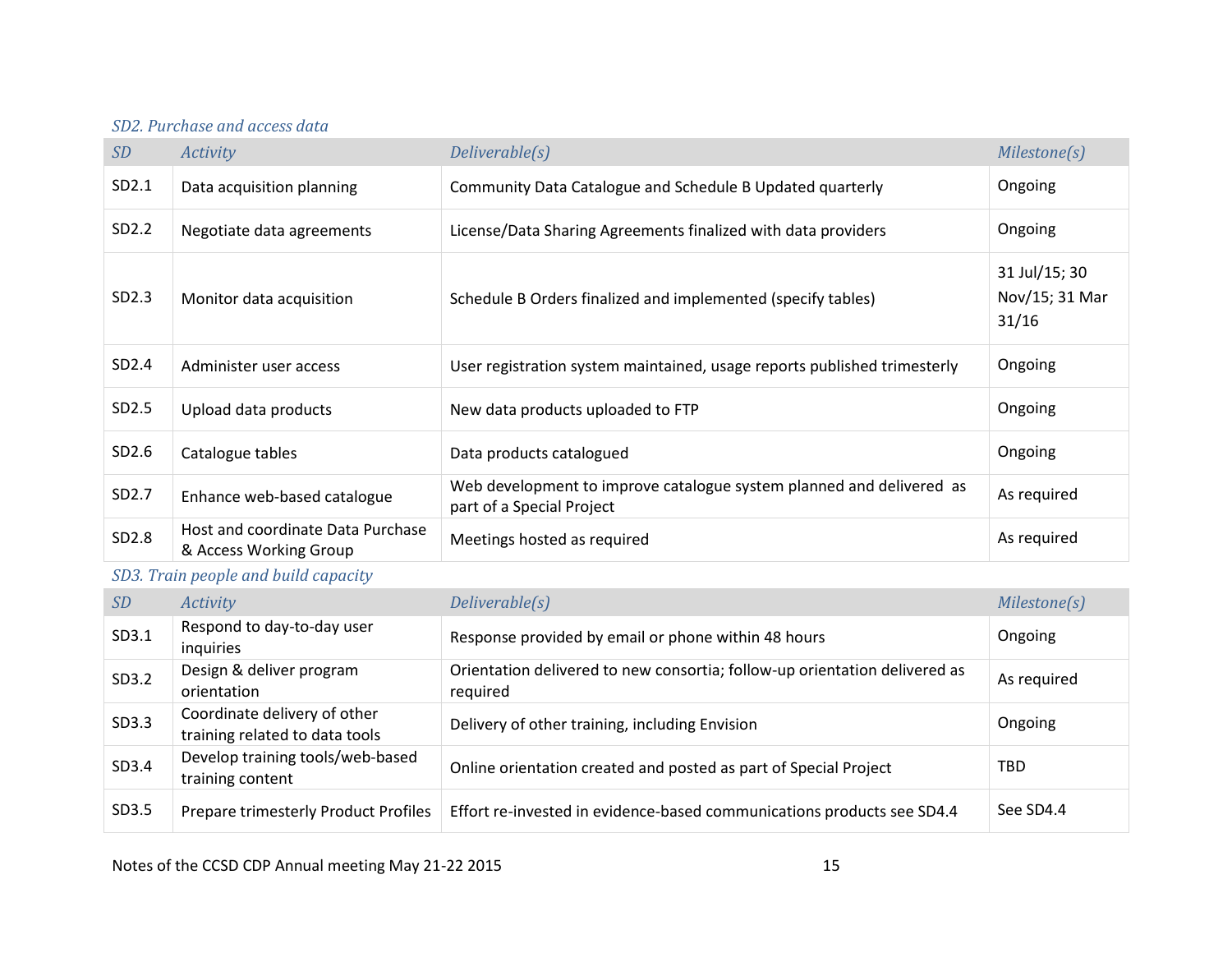*SD2. Purchase and access data*

| SD | Activity | Deliverable(s) | Milestone(s) |
|---|---|---|---|
| SD2.1 | Data acquisition planning | Community Data Catalogue and Schedule B Updated quarterly | Ongoing |
| SD2.2 | Negotiate data agreements | License/Data Sharing Agreements finalized with data providers | Ongoing |
| SD2.3 | Monitor data acquisition | Schedule B Orders finalized and implemented (specify tables) | 31 Jul/15; 30 Nov/15; 31 Mar 31/16 |
| SD2.4 | Administer user access | User registration system maintained, usage reports published trimesterly | Ongoing |
| SD2.5 | Upload data products | New data products uploaded to FTP | Ongoing |
| SD2.6 | Catalogue tables | Data products catalogued | Ongoing |
| SD2.7 | Enhance web-based catalogue | Web development to improve catalogue system planned and delivered as part of a Special Project | As required |
| SD2.8 | Host and coordinate Data Purchase & Access Working Group | Meetings hosted as required | As required |

*SD3. Train people and build capacity*

| SD | Activity | Deliverable(s) | Milestone(s) |
|---|---|---|---|
| SD3.1 | Respond to day-to-day user inquiries | Response provided by email or phone within 48 hours | Ongoing |
| SD3.2 | Design & deliver program orientation | Orientation delivered to new consortia; follow-up orientation delivered as required | As required |
| SD3.3 | Coordinate delivery of other training related to data tools | Delivery of other training, including Envision | Ongoing |
| SD3.4 | Develop training tools/web-based training content | Online orientation created and posted as part of Special Project | TBD |
| SD3.5 | Prepare trimesterly Product Profiles | Effort re-invested in evidence-based communications products see SD4.4 | See SD4.4 |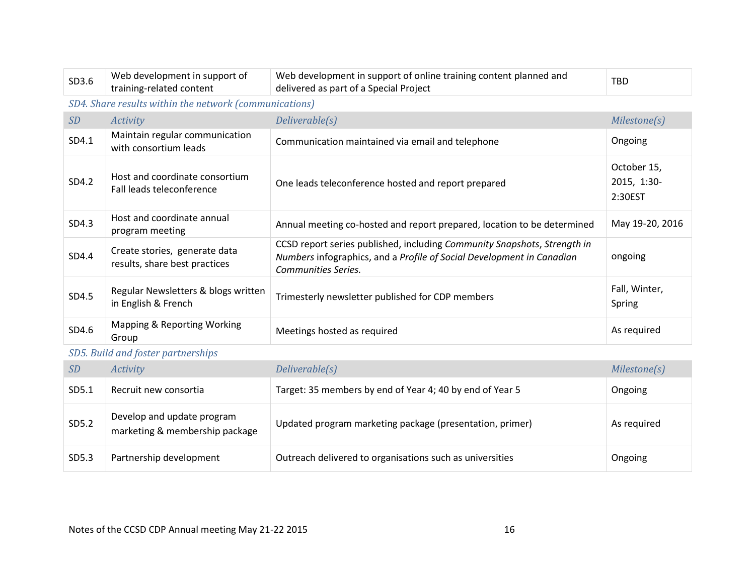| SD | Activity | Deliverable(s) | Milestone(s) |
|---|---|---|---|
| SD3.6 | Web development in support of training-related content | Web development in support of online training content planned and delivered as part of a Special Project | TBD |

*SD4. Share results within the network (communications)*

| *SD* | *Activity* | *Deliverable(s)* | *Milestone(s)* |
|---|---|---|---|
| SD4.1 | Maintain regular communication with consortium leads | Communication maintained via email and telephone | Ongoing |
| SD4.2 | Host and coordinate consortium Fall leads teleconference | One leads teleconference hosted and report prepared | October 15, 2015, 1:30-2:30EST |
| SD4.3 | Host and coordinate annual program meeting | Annual meeting co-hosted and report prepared, location to be determined | May 19-20, 2016 |
| SD4.4 | Create stories, generate data results, share best practices | CCSD report series published, including *Community Snapshots*, *Strength in Numbers* infographics, and a *Profile of Social Development in Canadian Communities Series.* | ongoing |
| SD4.5 | Regular Newsletters & blogs written in English & French | Trimesterly newsletter published for CDP members | Fall, Winter, Spring |
| SD4.6 | Mapping & Reporting Working Group | Meetings hosted as required | As required |

*SD5. Build and foster partnerships*

| *SD* | *Activity* | *Deliverable(s)* | *Milestone(s)* |
|---|---|---|---|
| SD5.1 | Recruit new consortia | Target: 35 members by end of Year 4; 40 by end of Year 5 | Ongoing |
| SD5.2 | Develop and update program marketing & membership package | Updated program marketing package (presentation, primer) | As required |
| SD5.3 | Partnership development | Outreach delivered to organisations such as universities | Ongoing |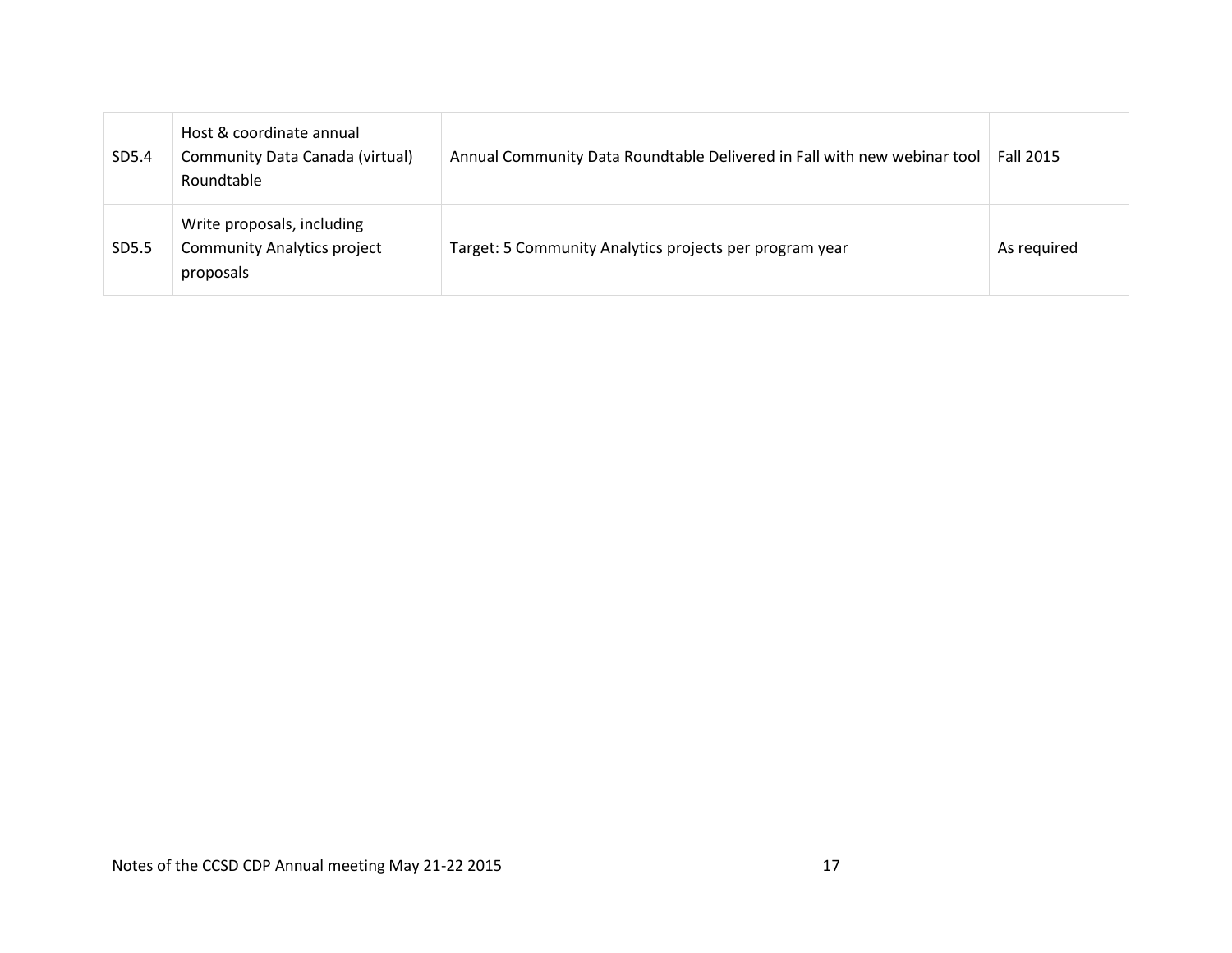| | | | |
|---|---|---|---|
| SD5.4 | Host & coordinate annual Community Data Canada (virtual) Roundtable | Annual Community Data Roundtable Delivered in Fall with new webinar tool | Fall 2015 |
| SD5.5 | Write proposals, including Community Analytics project proposals | Target: 5 Community Analytics projects per program year | As required |